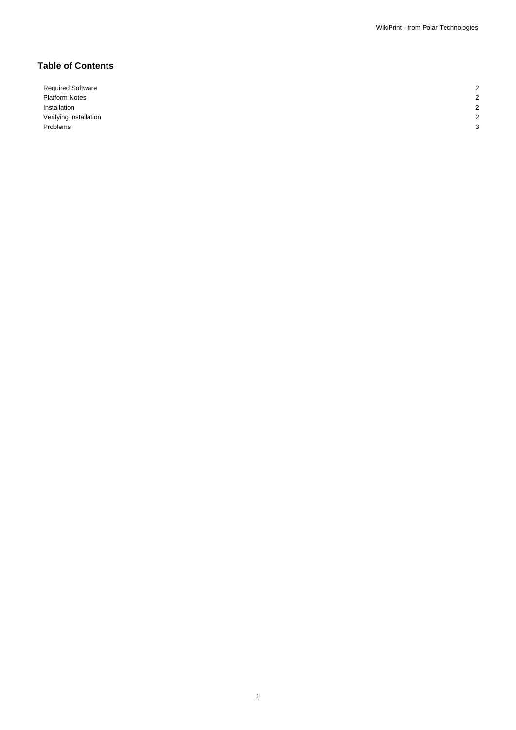# Table of Contents

| | |
|---|---|
| Required Software | 2 |
| Platform Notes | 2 |
| Installation | 2 |
| Verifying installation | 2 |
| Problems | 3 |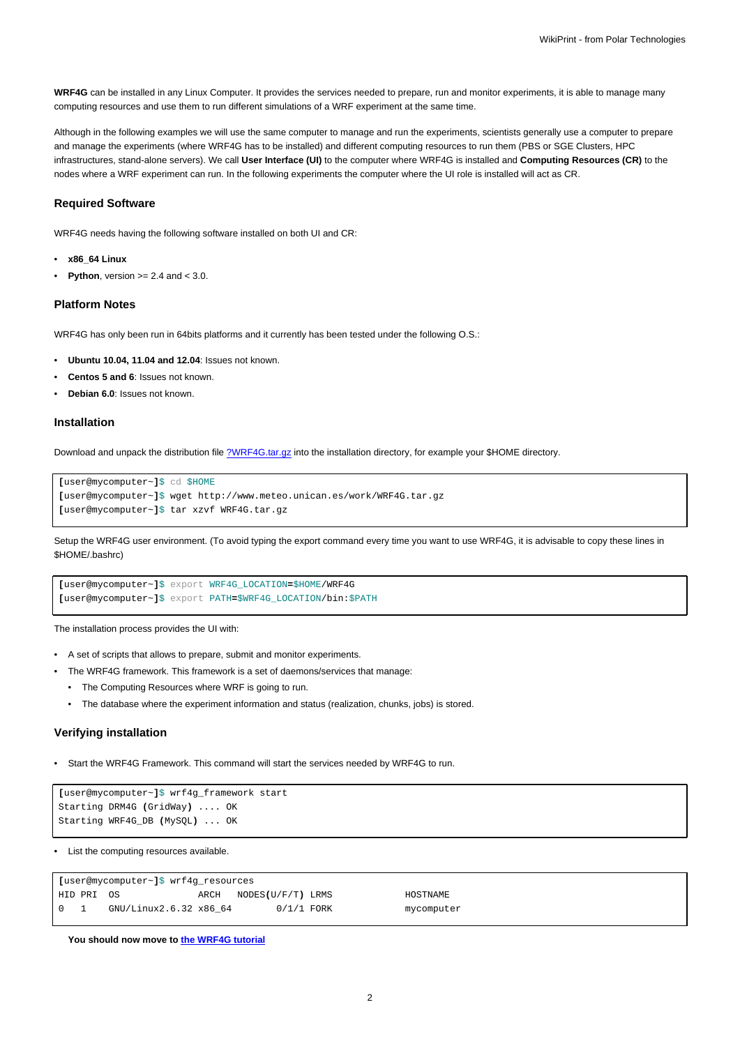**WRF4G** can be installed in any Linux Computer. It provides the services needed to prepare, run and monitor experiments, it is able to manage many computing resources and use them to run different simulations of a WRF experiment at the same time.

Although in the following examples we will use the same computer to manage and run the experiments, scientists generally use a computer to prepare and manage the experiments (where WRF4G has to be installed) and different computing resources to run them (PBS or SGE Clusters, HPC infrastructures, stand-alone servers). We call **User Interface (UI)** to the computer where WRF4G is installed and **Computing Resources (CR)** to the nodes where a WRF experiment can run. In the following experiments the computer where the UI role is installed will act as CR.

### Required Software

WRF4G needs having the following software installed on both UI and CR:

- **x86_64 Linux**
- **Python**, version >= 2.4 and < 3.0.

### Platform Notes

WRF4G has only been run in 64bits platforms and it currently has been tested under the following O.S.:

- **Ubuntu 10.04, 11.04 and 12.04**: Issues not known.
- **Centos 5 and 6**: Issues not known.
- **Debian 6.0**: Issues not known.

### Installation

Download and unpack the distribution file ?WRF4G.tar.gz into the installation directory, for example your $HOME directory.

```
[user@mycomputer~]$ cd $HOME
[user@mycomputer~]$ wget http://www.meteo.unican.es/work/WRF4G.tar.gz
[user@mycomputer~]$ tar xzvf WRF4G.tar.gz
```

Setup the WRF4G user environment. (To avoid typing the export command every time you want to use WRF4G, it is advisable to copy these lines in $HOME/.bashrc)

```
[user@mycomputer~]$ export WRF4G_LOCATION=$HOME/WRF4G
[user@mycomputer~]$ export PATH=$WRF4G_LOCATION/bin:$PATH
```

The installation process provides the UI with:

- A set of scripts that allows to prepare, submit and monitor experiments.
- The WRF4G framework. This framework is a set of daemons/services that manage:
  - The Computing Resources where WRF is going to run.
  - The database where the experiment information and status (realization, chunks, jobs) is stored.

### Verifying installation

- Start the WRF4G Framework. This command will start the services needed by WRF4G to run.

```
[user@mycomputer~]$ wrf4g_framework start
Starting DRM4G (GridWay) .... OK
Starting WRF4G_DB (MySQL) ... OK
```

- List the computing resources available.

```
[user@mycomputer~]$ wrf4g_resources
HID PRI  OS              ARCH   NODES(U/F/T) LRMS             HOSTNAME
0   1    GNU/Linux2.6.32 x86_64        0/1/1 FORK             mycomputer
```

**You should now move to the WRF4G tutorial**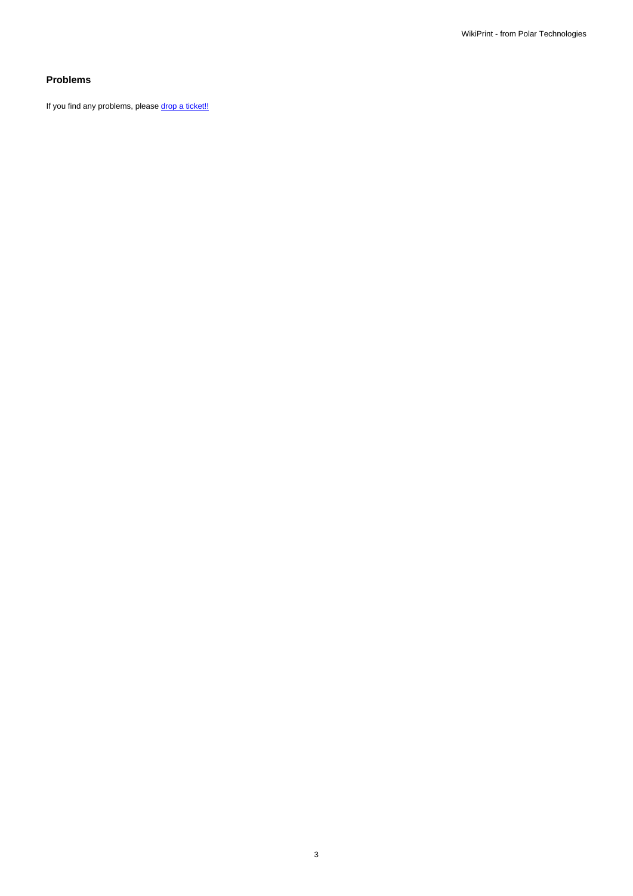### Problems

If you find any problems, please drop a ticket!!